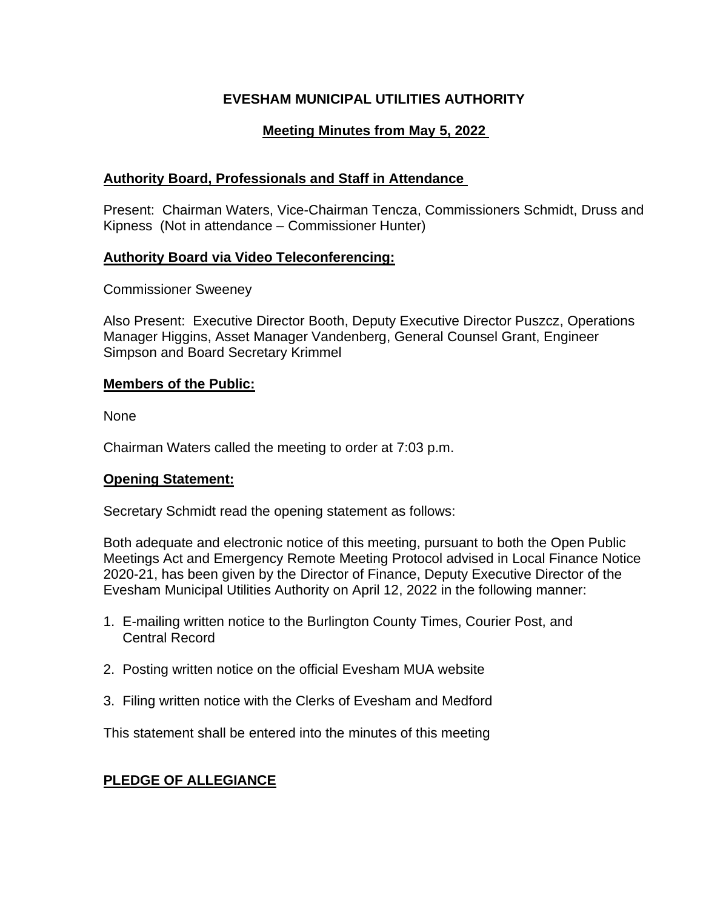# EVESHAM MUNICIPAL UTILITIES AUTHORITY

## Meeting Minutes from May 5, 2022

### Authority Board, Professionals and Staff in Attendance

Present: Chairman Waters, Vice-Chairman Tencza, Commissioners Schmidt, Druss and Kipness (Not in attendance – Commissioner Hunter)

### Authority Board via Video Teleconferencing:

Commissioner Sweeney

Also Present: Executive Director Booth, Deputy Executive Director Puszcz, Operations Manager Higgins, Asset Manager Vandenberg, General Counsel Grant, Engineer Simpson and Board Secretary Krimmel

### Members of the Public:

None

Chairman Waters called the meeting to order at 7:03 p.m.

### Opening Statement:

Secretary Schmidt read the opening statement as follows:

Both adequate and electronic notice of this meeting, pursuant to both the Open Public Meetings Act and Emergency Remote Meeting Protocol advised in Local Finance Notice 2020-21, has been given by the Director of Finance, Deputy Executive Director of the Evesham Municipal Utilities Authority on April 12, 2022 in the following manner:

1. E-mailing written notice to the Burlington County Times, Courier Post, and Central Record
2. Posting written notice on the official Evesham MUA website
3. Filing written notice with the Clerks of Evesham and Medford

This statement shall be entered into the minutes of this meeting

### PLEDGE OF ALLEGIANCE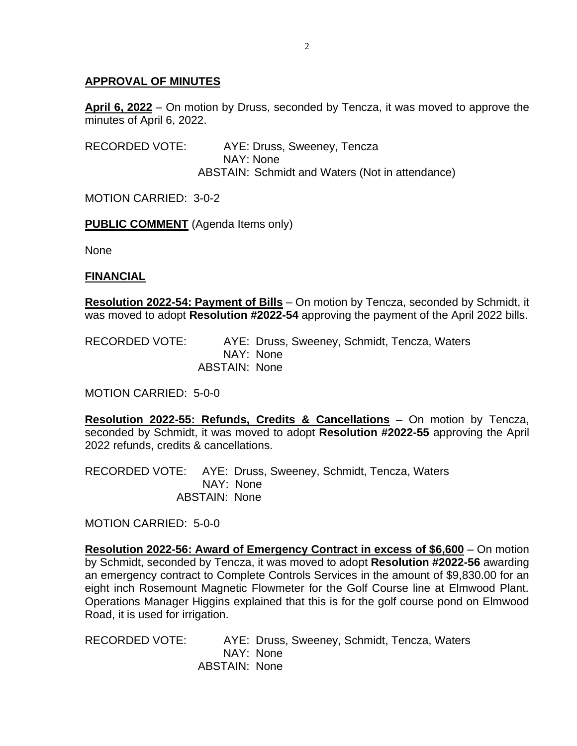## APPROVAL OF MINUTES

**April 6, 2022** – On motion by Druss, seconded by Tencza, it was moved to approve the minutes of April 6, 2022.

RECORDED VOTE: AYE: Druss, Sweeney, Tencza
NAY: None
ABSTAIN: Schmidt and Waters (Not in attendance)

MOTION CARRIED: 3-0-2

**PUBLIC COMMENT** (Agenda Items only)

None

## FINANCIAL

**Resolution 2022-54: Payment of Bills** – On motion by Tencza, seconded by Schmidt, it was moved to adopt **Resolution #2022-54** approving the payment of the April 2022 bills.

RECORDED VOTE: AYE: Druss, Sweeney, Schmidt, Tencza, Waters
NAY: None
ABSTAIN: None

MOTION CARRIED: 5-0-0

**Resolution 2022-55: Refunds, Credits & Cancellations** – On motion by Tencza, seconded by Schmidt, it was moved to adopt **Resolution #2022-55** approving the April 2022 refunds, credits & cancellations.

RECORDED VOTE: AYE: Druss, Sweeney, Schmidt, Tencza, Waters
NAY: None
ABSTAIN: None

MOTION CARRIED: 5-0-0

**Resolution 2022-56: Award of Emergency Contract in excess of $6,600** – On motion by Schmidt, seconded by Tencza, it was moved to adopt **Resolution #2022-56** awarding an emergency contract to Complete Controls Services in the amount of $9,830.00 for an eight inch Rosemount Magnetic Flowmeter for the Golf Course line at Elmwood Plant. Operations Manager Higgins explained that this is for the golf course pond on Elmwood Road, it is used for irrigation.

RECORDED VOTE: AYE: Druss, Sweeney, Schmidt, Tencza, Waters
NAY: None
ABSTAIN: None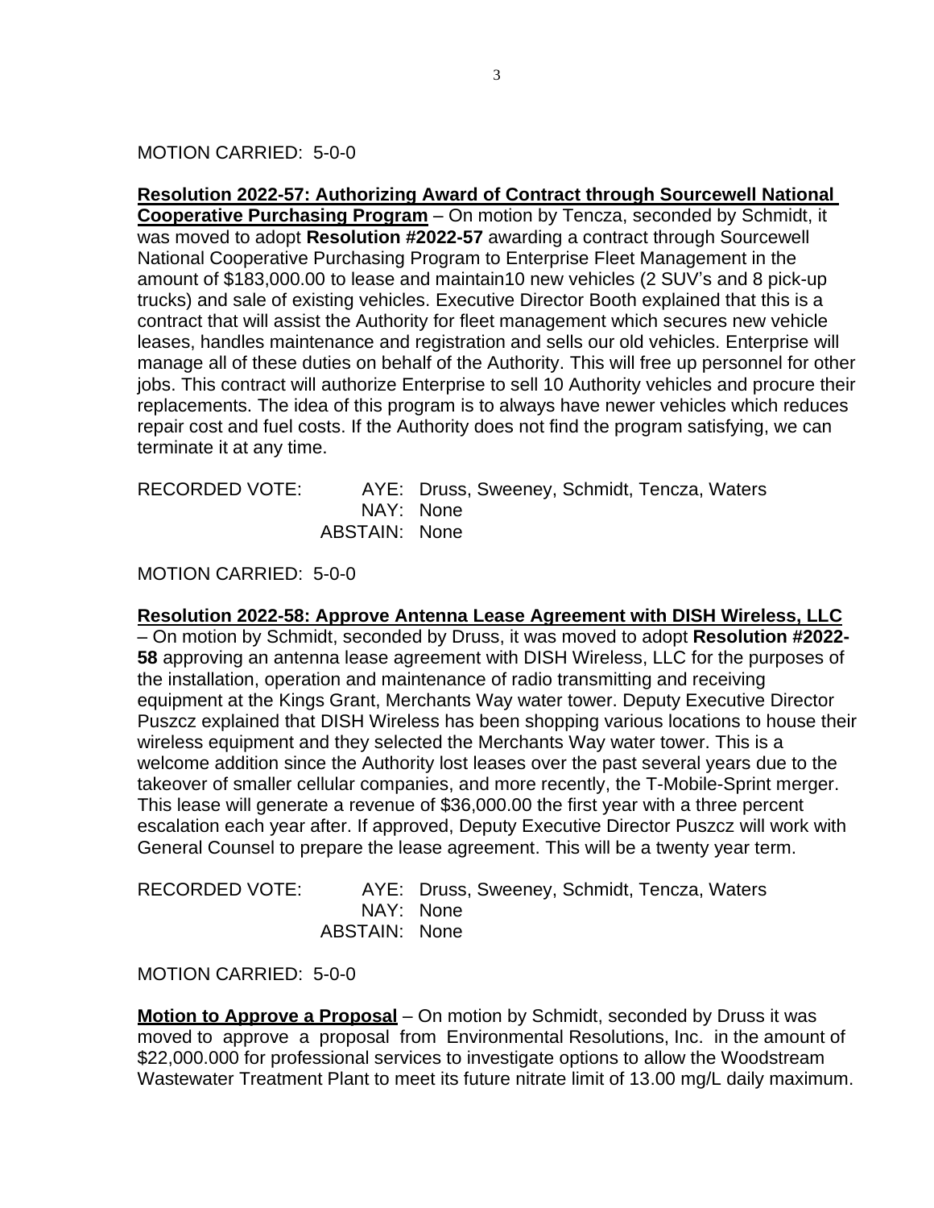MOTION CARRIED: 5-0-0

**Resolution 2022-57: Authorizing Award of Contract through Sourcewell National Cooperative Purchasing Program** – On motion by Tencza, seconded by Schmidt, it was moved to adopt **Resolution #2022-57** awarding a contract through Sourcewell National Cooperative Purchasing Program to Enterprise Fleet Management in the amount of $183,000.00 to lease and maintain10 new vehicles (2 SUV's and 8 pick-up trucks) and sale of existing vehicles. Executive Director Booth explained that this is a contract that will assist the Authority for fleet management which secures new vehicle leases, handles maintenance and registration and sells our old vehicles. Enterprise will manage all of these duties on behalf of the Authority. This will free up personnel for other jobs. This contract will authorize Enterprise to sell 10 Authority vehicles and procure their replacements. The idea of this program is to always have newer vehicles which reduces repair cost and fuel costs. If the Authority does not find the program satisfying, we can terminate it at any time.

RECORDED VOTE: AYE: Druss, Sweeney, Schmidt, Tencza, Waters
NAY: None
ABSTAIN: None

MOTION CARRIED: 5-0-0

**Resolution 2022-58: Approve Antenna Lease Agreement with DISH Wireless, LLC** – On motion by Schmidt, seconded by Druss, it was moved to adopt **Resolution #2022-58** approving an antenna lease agreement with DISH Wireless, LLC for the purposes of the installation, operation and maintenance of radio transmitting and receiving equipment at the Kings Grant, Merchants Way water tower. Deputy Executive Director Puszcz explained that DISH Wireless has been shopping various locations to house their wireless equipment and they selected the Merchants Way water tower. This is a welcome addition since the Authority lost leases over the past several years due to the takeover of smaller cellular companies, and more recently, the T-Mobile-Sprint merger. This lease will generate a revenue of $36,000.00 the first year with a three percent escalation each year after. If approved, Deputy Executive Director Puszcz will work with General Counsel to prepare the lease agreement. This will be a twenty year term.

RECORDED VOTE: AYE: Druss, Sweeney, Schmidt, Tencza, Waters
NAY: None
ABSTAIN: None

MOTION CARRIED: 5-0-0

**Motion to Approve a Proposal** – On motion by Schmidt, seconded by Druss it was moved to approve a proposal from Environmental Resolutions, Inc. in the amount of $22,000.000 for professional services to investigate options to allow the Woodstream Wastewater Treatment Plant to meet its future nitrate limit of 13.00 mg/L daily maximum.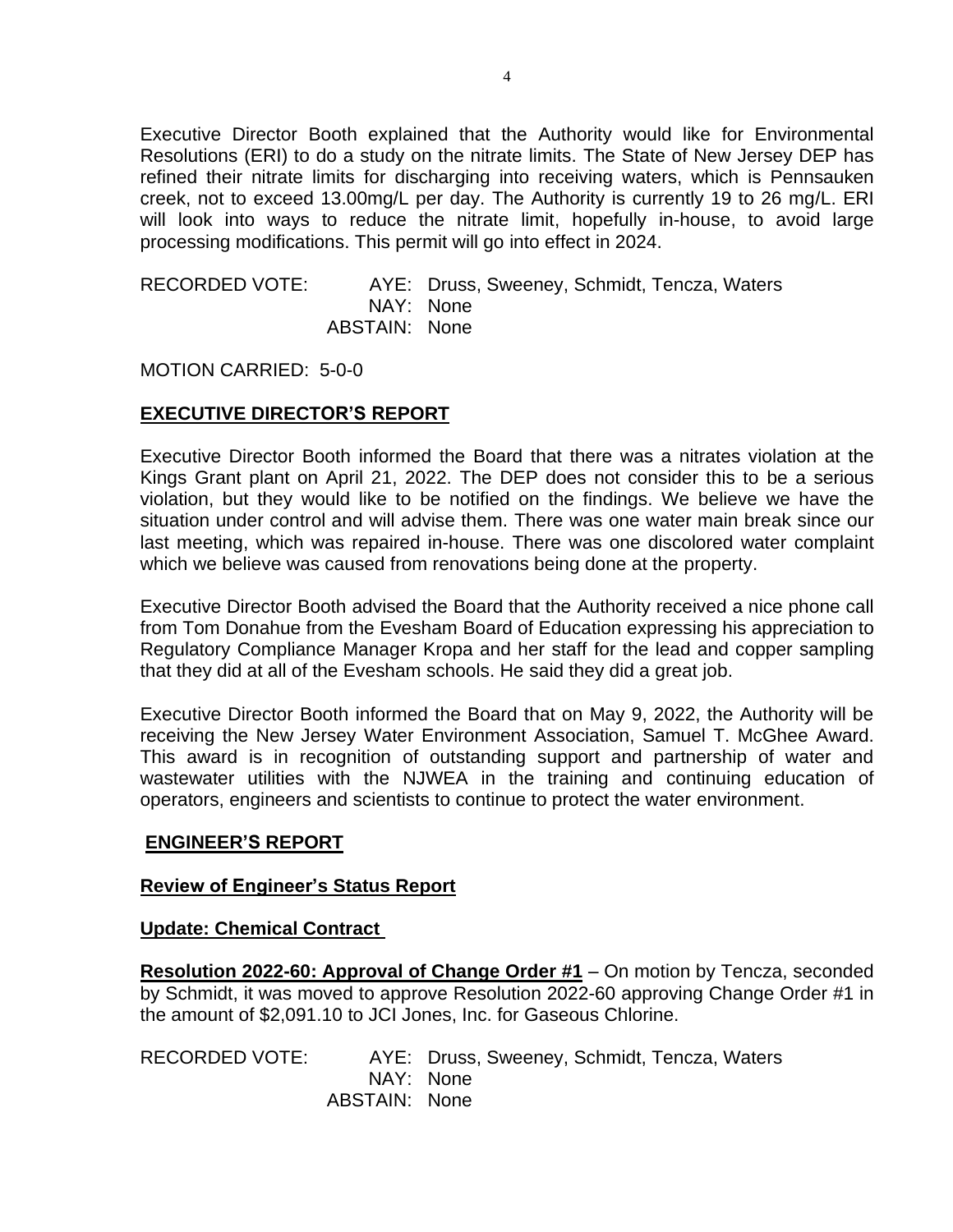Executive Director Booth explained that the Authority would like for Environmental Resolutions (ERI) to do a study on the nitrate limits. The State of New Jersey DEP has refined their nitrate limits for discharging into receiving waters, which is Pennsauken creek, not to exceed 13.00mg/L per day. The Authority is currently 19 to 26 mg/L. ERI will look into ways to reduce the nitrate limit, hopefully in-house, to avoid large processing modifications. This permit will go into effect in 2024.

RECORDED VOTE: AYE: Druss, Sweeney, Schmidt, Tencza, Waters
NAY: None
ABSTAIN: None

MOTION CARRIED: 5-0-0

## EXECUTIVE DIRECTOR'S REPORT

Executive Director Booth informed the Board that there was a nitrates violation at the Kings Grant plant on April 21, 2022. The DEP does not consider this to be a serious violation, but they would like to be notified on the findings. We believe we have the situation under control and will advise them. There was one water main break since our last meeting, which was repaired in-house. There was one discolored water complaint which we believe was caused from renovations being done at the property.

Executive Director Booth advised the Board that the Authority received a nice phone call from Tom Donahue from the Evesham Board of Education expressing his appreciation to Regulatory Compliance Manager Kropa and her staff for the lead and copper sampling that they did at all of the Evesham schools. He said they did a great job.

Executive Director Booth informed the Board that on May 9, 2022, the Authority will be receiving the New Jersey Water Environment Association, Samuel T. McGhee Award. This award is in recognition of outstanding support and partnership of water and wastewater utilities with the NJWEA in the training and continuing education of operators, engineers and scientists to continue to protect the water environment.

## ENGINEER'S REPORT

### Review of Engineer's Status Report

### Update: Chemical Contract

**Resolution 2022-60: Approval of Change Order #1** – On motion by Tencza, seconded by Schmidt, it was moved to approve Resolution 2022-60 approving Change Order #1 in the amount of $2,091.10 to JCI Jones, Inc. for Gaseous Chlorine.

RECORDED VOTE: AYE: Druss, Sweeney, Schmidt, Tencza, Waters
NAY: None
ABSTAIN: None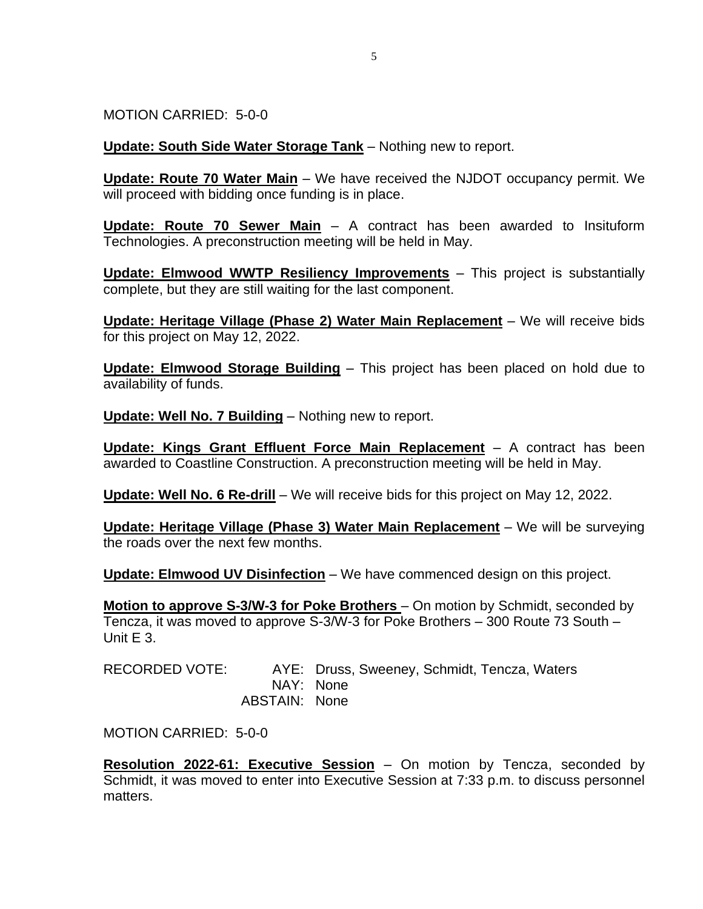MOTION CARRIED: 5-0-0

**Update: South Side Water Storage Tank** – Nothing new to report.

**Update: Route 70 Water Main** – We have received the NJDOT occupancy permit. We will proceed with bidding once funding is in place.

**Update: Route 70 Sewer Main** – A contract has been awarded to Insituform Technologies. A preconstruction meeting will be held in May.

**Update: Elmwood WWTP Resiliency Improvements** – This project is substantially complete, but they are still waiting for the last component.

**Update: Heritage Village (Phase 2) Water Main Replacement** – We will receive bids for this project on May 12, 2022.

**Update: Elmwood Storage Building** – This project has been placed on hold due to availability of funds.

**Update: Well No. 7 Building** – Nothing new to report.

**Update: Kings Grant Effluent Force Main Replacement** – A contract has been awarded to Coastline Construction. A preconstruction meeting will be held in May.

**Update: Well No. 6 Re-drill** – We will receive bids for this project on May 12, 2022.

**Update: Heritage Village (Phase 3) Water Main Replacement** – We will be surveying the roads over the next few months.

**Update: Elmwood UV Disinfection** – We have commenced design on this project.

**Motion to approve S-3/W-3 for Poke Brothers** – On motion by Schmidt, seconded by Tencza, it was moved to approve S-3/W-3 for Poke Brothers – 300 Route 73 South – Unit E 3.

RECORDED VOTE: AYE: Druss, Sweeney, Schmidt, Tencza, Waters
NAY: None
ABSTAIN: None

MOTION CARRIED: 5-0-0

**Resolution 2022-61: Executive Session** – On motion by Tencza, seconded by Schmidt, it was moved to enter into Executive Session at 7:33 p.m. to discuss personnel matters.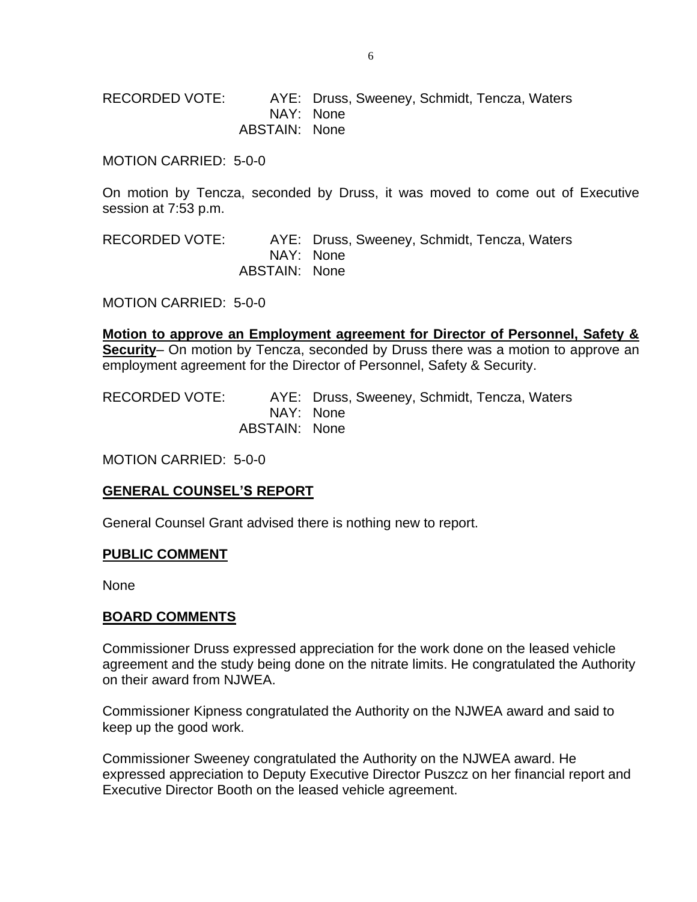RECORDED VOTE: AYE: Druss, Sweeney, Schmidt, Tencza, Waters
NAY: None
ABSTAIN: None

MOTION CARRIED: 5-0-0

On motion by Tencza, seconded by Druss, it was moved to come out of Executive session at 7:53 p.m.

RECORDED VOTE: AYE: Druss, Sweeney, Schmidt, Tencza, Waters
NAY: None
ABSTAIN: None

MOTION CARRIED: 5-0-0

**Motion to approve an Employment agreement for Director of Personnel, Safety & Security**– On motion by Tencza, seconded by Druss there was a motion to approve an employment agreement for the Director of Personnel, Safety & Security.

RECORDED VOTE: AYE: Druss, Sweeney, Schmidt, Tencza, Waters
NAY: None
ABSTAIN: None

MOTION CARRIED: 5-0-0

## GENERAL COUNSEL'S REPORT

General Counsel Grant advised there is nothing new to report.

## PUBLIC COMMENT

None

## BOARD COMMENTS

Commissioner Druss expressed appreciation for the work done on the leased vehicle agreement and the study being done on the nitrate limits. He congratulated the Authority on their award from NJWEA.

Commissioner Kipness congratulated the Authority on the NJWEA award and said to keep up the good work.

Commissioner Sweeney congratulated the Authority on the NJWEA award. He expressed appreciation to Deputy Executive Director Puszcz on her financial report and Executive Director Booth on the leased vehicle agreement.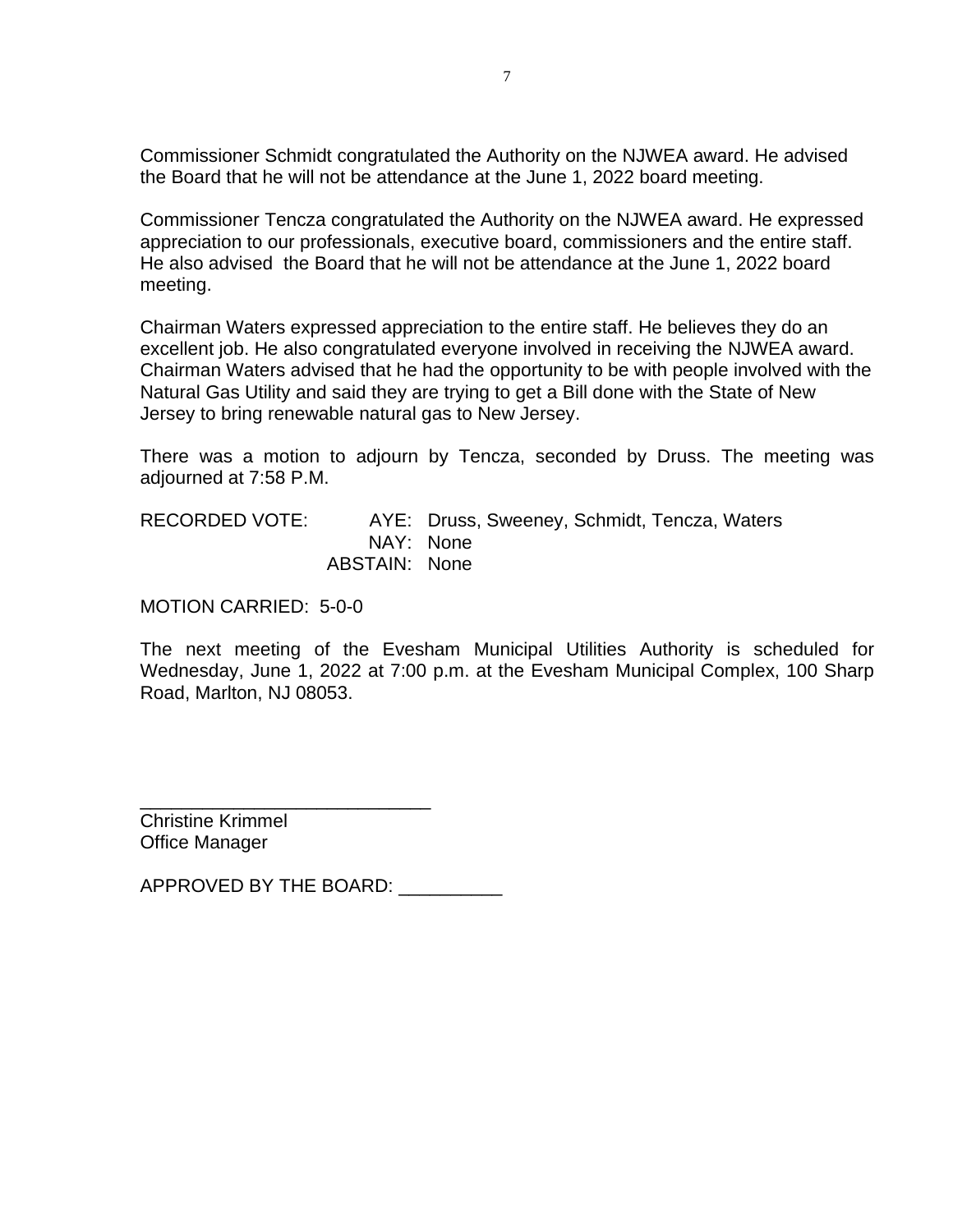Commissioner Schmidt congratulated the Authority on the NJWEA award. He advised the Board that he will not be attendance at the June 1, 2022 board meeting.

Commissioner Tencza congratulated the Authority on the NJWEA award. He expressed appreciation to our professionals, executive board, commissioners and the entire staff. He also advised the Board that he will not be attendance at the June 1, 2022 board meeting.

Chairman Waters expressed appreciation to the entire staff. He believes they do an excellent job. He also congratulated everyone involved in receiving the NJWEA award. Chairman Waters advised that he had the opportunity to be with people involved with the Natural Gas Utility and said they are trying to get a Bill done with the State of New Jersey to bring renewable natural gas to New Jersey.

There was a motion to adjourn by Tencza, seconded by Druss. The meeting was adjourned at 7:58 P.M.

RECORDED VOTE: AYE: Druss, Sweeney, Schmidt, Tencza, Waters
NAY: None
ABSTAIN: None

MOTION CARRIED: 5-0-0

The next meeting of the Evesham Municipal Utilities Authority is scheduled for Wednesday, June 1, 2022 at 7:00 p.m. at the Evesham Municipal Complex, 100 Sharp Road, Marlton, NJ 08053.

____________________________
Christine Krimmel
Office Manager

APPROVED BY THE BOARD: __________